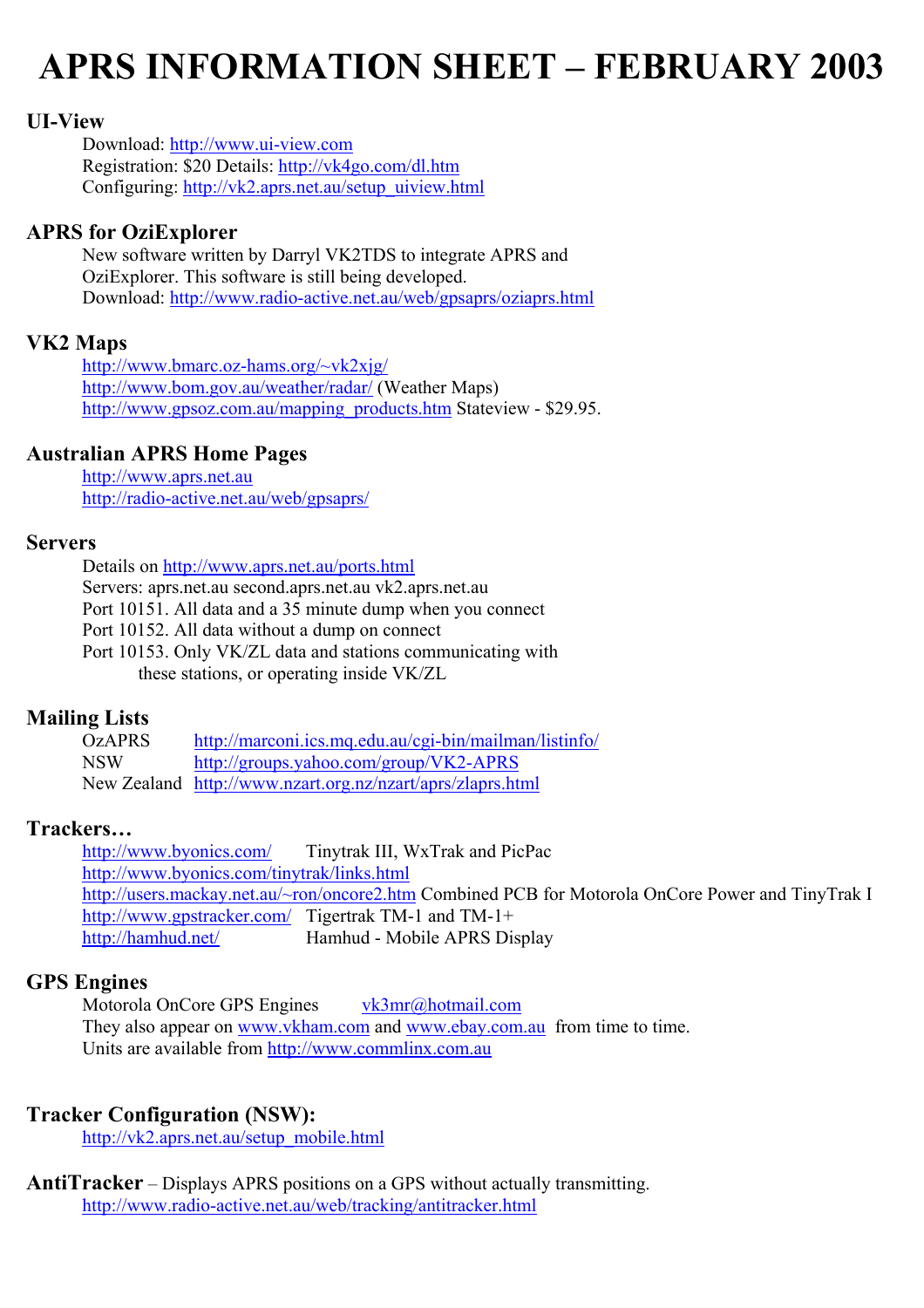# APRS INFORMATION SHEET – FEBRUARY 2003

## UI-View

Download: http://www.ui-view.com
Registration: $20 Details: http://vk4go.com/dl.htm
Configuring: http://vk2.aprs.net.au/setup_uiview.html

## APRS for OziExplorer

New software written by Darryl VK2TDS to integrate APRS and OziExplorer. This software is still being developed.
Download: http://www.radio-active.net.au/web/gpsaprs/oziaprs.html

## VK2 Maps

http://www.bmarc.oz-hams.org/~vk2xjg/
http://www.bom.gov.au/weather/radar/ (Weather Maps)
http://www.gpsoz.com.au/mapping_products.htm Stateview - $29.95.

## Australian APRS Home Pages

http://www.aprs.net.au
http://radio-active.net.au/web/gpsaprs/

## Servers

Details on http://www.aprs.net.au/ports.html
Servers: aprs.net.au second.aprs.net.au vk2.aprs.net.au
Port 10151. All data and a 35 minute dump when you connect
Port 10152. All data without a dump on connect
Port 10153. Only VK/ZL data and stations communicating with these stations, or operating inside VK/ZL

## Mailing Lists

| | |
|---|---|
| OzAPRS | http://marconi.ics.mq.edu.au/cgi-bin/mailman/listinfo/ |
| NSW | http://groups.yahoo.com/group/VK2-APRS |
| New Zealand | http://www.nzart.org.nz/nzart/aprs/zlaprs.html |

## Trackers…

http://www.byonics.com/ Tinytrak III, WxTrak and PicPac
http://www.byonics.com/tinytrak/links.html
http://users.mackay.net.au/~ron/oncore2.htm Combined PCB for Motorola OnCore Power and TinyTrak I
http://www.gpstracker.com/ Tigertrak TM-1 and TM-1+
http://hamhud.net/ Hamhud - Mobile APRS Display

## GPS Engines

Motorola OnCore GPS Engines vk3mr@hotmail.com
They also appear on www.vkham.com and www.ebay.com.au from time to time.
Units are available from http://www.commlinx.com.au

## Tracker Configuration (NSW):

http://vk2.aprs.net.au/setup_mobile.html

**AntiTracker** – Displays APRS positions on a GPS without actually transmitting.
http://www.radio-active.net.au/web/tracking/antitracker.html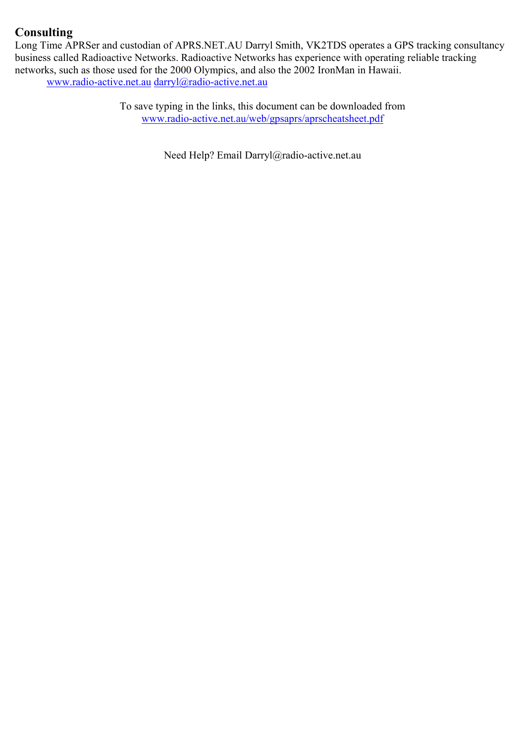## Consulting

Long Time APRSer and custodian of APRS.NET.AU Darryl Smith, VK2TDS operates a GPS tracking consultancy business called Radioactive Networks. Radioactive Networks has experience with operating reliable tracking networks, such as those used for the 2000 Olympics, and also the 2002 IronMan in Hawaii.

www.radio-active.net.au darryl@radio-active.net.au

To save typing in the links, this document can be downloaded from
www.radio-active.net.au/web/gpsaprs/aprscheatsheet.pdf

Need Help? Email Darryl@radio-active.net.au